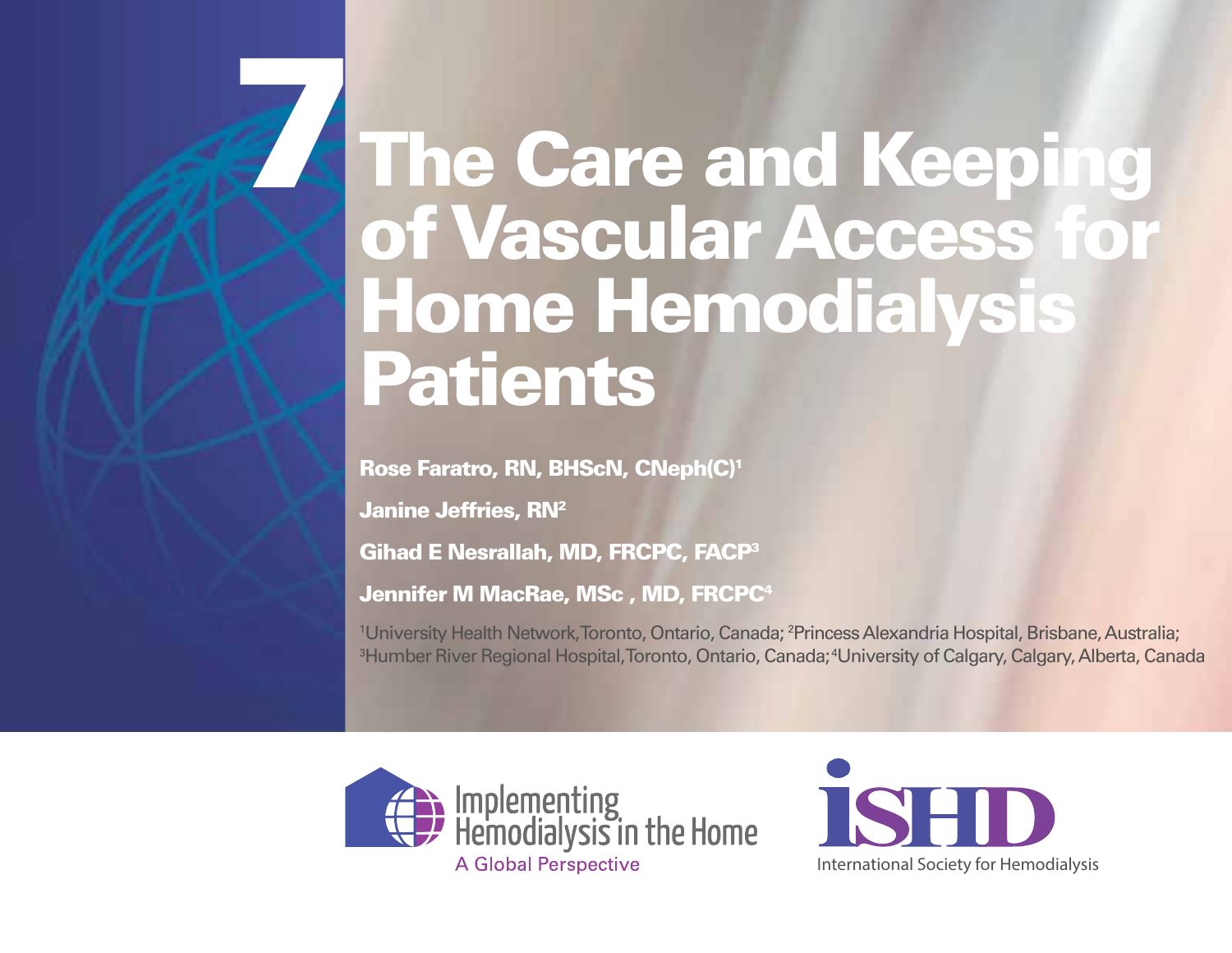# 7 The Care and Keeping of Vascular Access for Home Hemodialysis Patients

**Rose Faratro, RN, BHScN, CNeph(C)[1]**

**Janine Jeffries, RN[2]**

**Gihad E Nesrallah, MD, FRCPC, FACP[3]**

**Jennifer M MacRae, MSc , MD, FRCPC[4]**

[1]University Health Network, Toronto, Ontario, Canada; [2]Princess Alexandria Hospital, Brisbane, Australia; [3]Humber River Regional Hospital, Toronto, Ontario, Canada; [4]University of Calgary, Calgary, Alberta, Canada

Implementing Hemodialysis in the Home
A Global Perspective

iSHD
International Society for Hemodialysis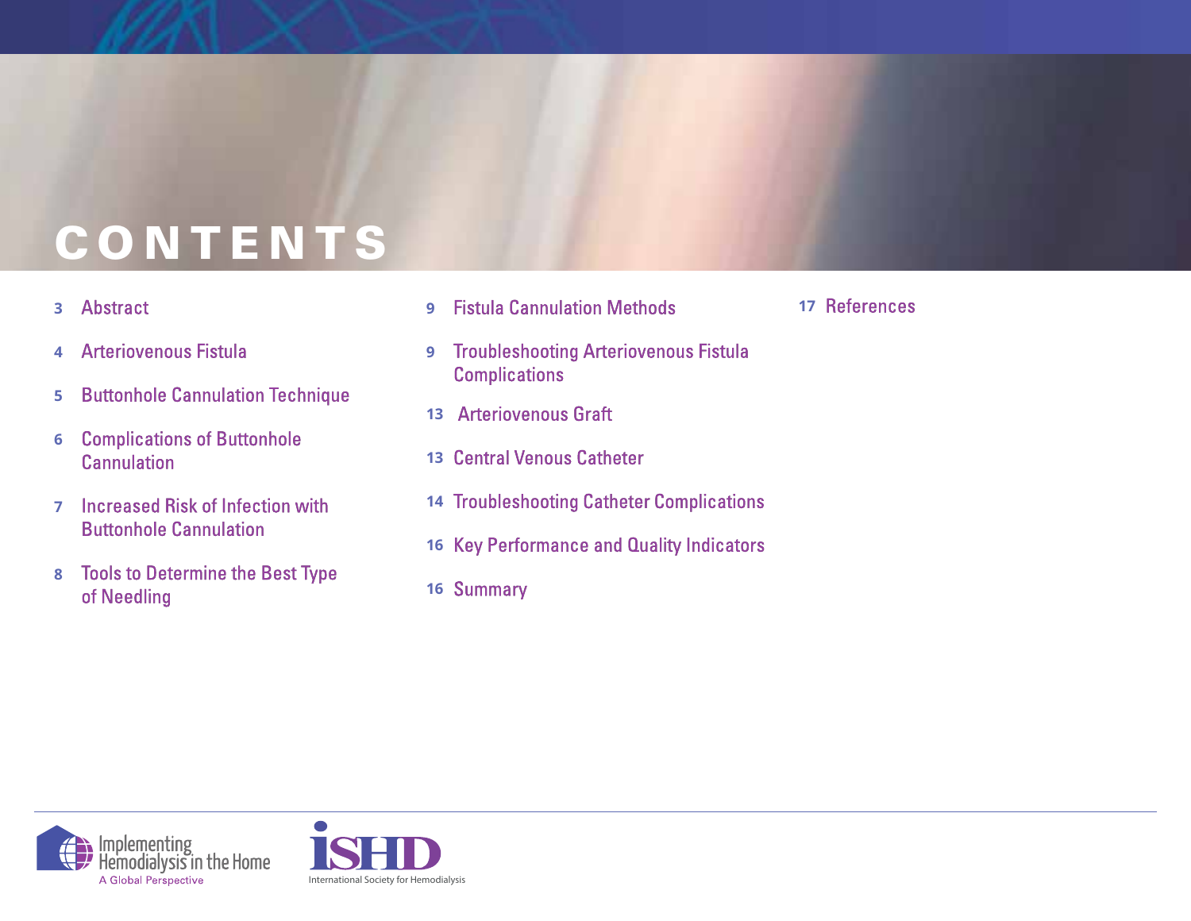# CONTENTS

3 Abstract

4 Arteriovenous Fistula

5 Buttonhole Cannulation Technique

6 Complications of Buttonhole Cannulation

7 Increased Risk of Infection with Buttonhole Cannulation

8 Tools to Determine the Best Type of Needling

9 Fistula Cannulation Methods

9 Troubleshooting Arteriovenous Fistula Complications

13 Arteriovenous Graft

13 Central Venous Catheter

14 Troubleshooting Catheter Complications

16 Key Performance and Quality Indicators

16 Summary

17 References

Implementing Hemodialysis in the Home
A Global Perspective

ISHD
International Society for Hemodialysis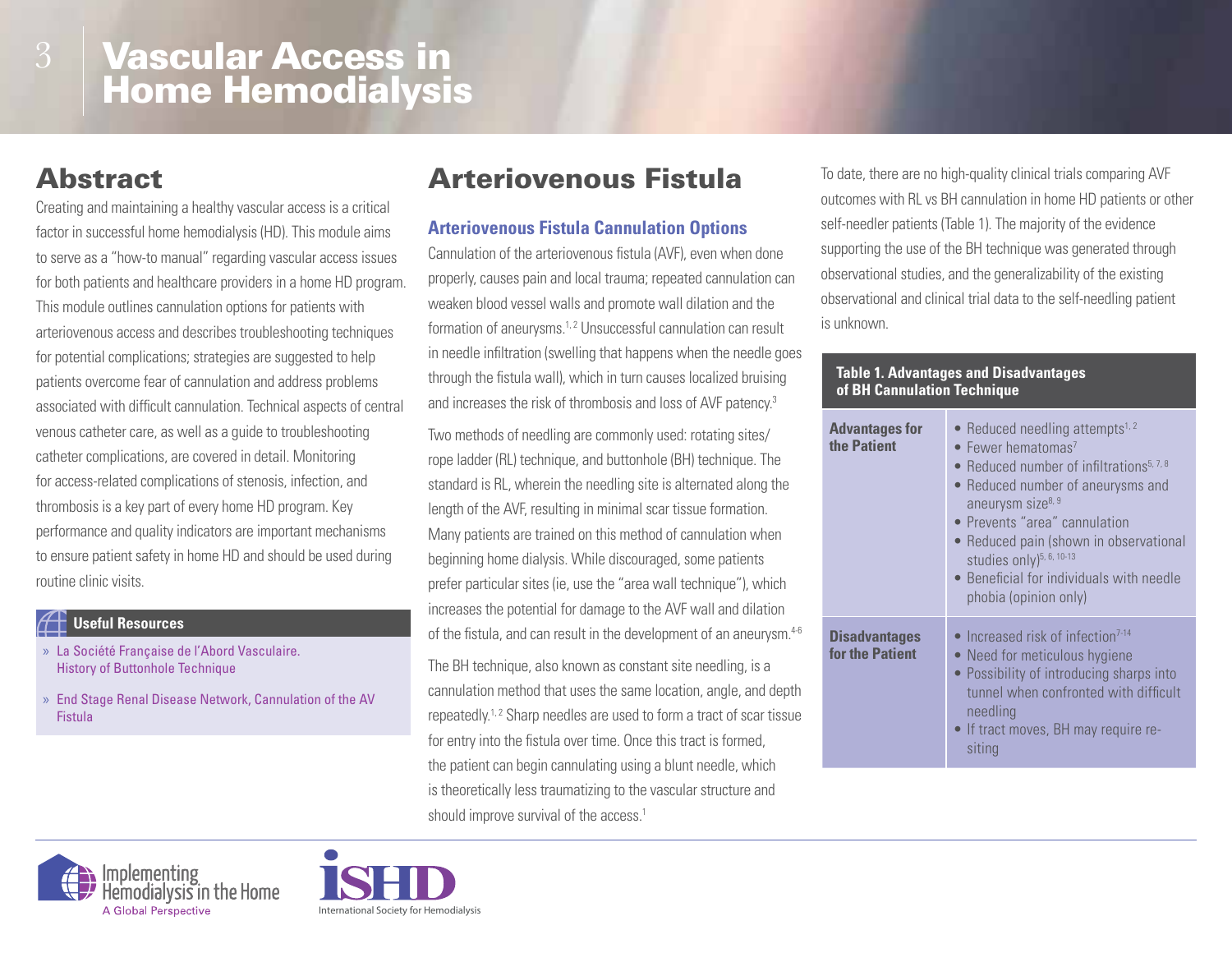# Vascular Access in Home Hemodialysis

## Abstract

Creating and maintaining a healthy vascular access is a critical factor in successful home hemodialysis (HD). This module aims to serve as a "how-to manual" regarding vascular access issues for both patients and healthcare providers in a home HD program. This module outlines cannulation options for patients with arteriovenous access and describes troubleshooting techniques for potential complications; strategies are suggested to help patients overcome fear of cannulation and address problems associated with difficult cannulation. Technical aspects of central venous catheter care, as well as a guide to troubleshooting catheter complications, are covered in detail. Monitoring for access-related complications of stenosis, infection, and thrombosis is a key part of every home HD program. Key performance and quality indicators are important mechanisms to ensure patient safety in home HD and should be used during routine clinic visits.

**Useful Resources**

- » La Société Française de l'Abord Vasculaire. History of Buttonhole Technique
- » End Stage Renal Disease Network, Cannulation of the AV Fistula

## Arteriovenous Fistula

### Arteriovenous Fistula Cannulation Options

Cannulation of the arteriovenous fistula (AVF), even when done properly, causes pain and local trauma; repeated cannulation can weaken blood vessel walls and promote wall dilation and the formation of aneurysms.[1, 2] Unsuccessful cannulation can result in needle infiltration (swelling that happens when the needle goes through the fistula wall), which in turn causes localized bruising and increases the risk of thrombosis and loss of AVF patency.[3]

Two methods of needling are commonly used: rotating sites/rope ladder (RL) technique, and buttonhole (BH) technique. The standard is RL, wherein the needling site is alternated along the length of the AVF, resulting in minimal scar tissue formation. Many patients are trained on this method of cannulation when beginning home dialysis. While discouraged, some patients prefer particular sites (ie, use the "area wall technique"), which increases the potential for damage to the AVF wall and dilation of the fistula, and can result in the development of an aneurysm.[4-6]

The BH technique, also known as constant site needling, is a cannulation method that uses the same location, angle, and depth repeatedly.[1, 2] Sharp needles are used to form a tract of scar tissue for entry into the fistula over time. Once this tract is formed, the patient can begin cannulating using a blunt needle, which is theoretically less traumatizing to the vascular structure and should improve survival of the access.[1]

To date, there are no high-quality clinical trials comparing AVF outcomes with RL vs BH cannulation in home HD patients or other self-needler patients (Table 1). The majority of the evidence supporting the use of the BH technique was generated through observational studies, and the generalizability of the existing observational and clinical trial data to the self-needling patient is unknown.

**Table 1. Advantages and Disadvantages of BH Cannulation Technique**

| | |
|---|---|
| **Advantages for the Patient** | • Reduced needling attempts[1, 2]<br>• Fewer hematomas[7]<br>• Reduced number of infiltrations[5, 7, 8]<br>• Reduced number of aneurysms and aneurysm size[8, 9]<br>• Prevents "area" cannulation<br>• Reduced pain (shown in observational studies only)[5, 6, 10-13]<br>• Beneficial for individuals with needle phobia (opinion only) |
| **Disadvantages for the Patient** | • Increased risk of infection[7-14]<br>• Need for meticulous hygiene<br>• Possibility of introducing sharps into tunnel when confronted with difficult needling<br>• If tract moves, BH may require re-siting |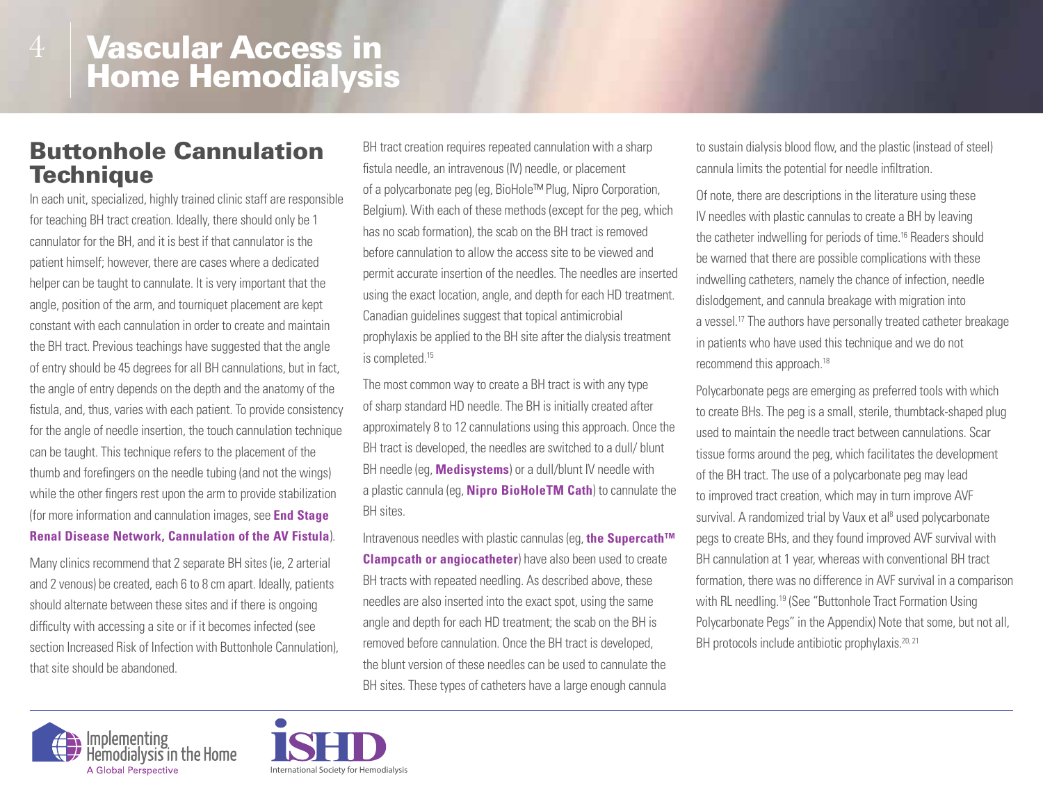## Buttonhole Cannulation Technique

In each unit, specialized, highly trained clinic staff are responsible for teaching BH tract creation. Ideally, there should only be 1 cannulator for the BH, and it is best if that cannulator is the patient himself; however, there are cases where a dedicated helper can be taught to cannulate. It is very important that the angle, position of the arm, and tourniquet placement are kept constant with each cannulation in order to create and maintain the BH tract. Previous teachings have suggested that the angle of entry should be 45 degrees for all BH cannulations, but in fact, the angle of entry depends on the depth and the anatomy of the fistula, and, thus, varies with each patient. To provide consistency for the angle of needle insertion, the touch cannulation technique can be taught. This technique refers to the placement of the thumb and forefingers on the needle tubing (and not the wings) while the other fingers rest upon the arm to provide stabilization (for more information and cannulation images, see **End Stage Renal Disease Network, Cannulation of the AV Fistula**).

Many clinics recommend that 2 separate BH sites (ie, 2 arterial and 2 venous) be created, each 6 to 8 cm apart. Ideally, patients should alternate between these sites and if there is ongoing difficulty with accessing a site or if it becomes infected (see section Increased Risk of Infection with Buttonhole Cannulation), that site should be abandoned.

BH tract creation requires repeated cannulation with a sharp fistula needle, an intravenous (IV) needle, or placement of a polycarbonate peg (eg, BioHole™ Plug, Nipro Corporation, Belgium). With each of these methods (except for the peg, which has no scab formation), the scab on the BH tract is removed before cannulation to allow the access site to be viewed and permit accurate insertion of the needles. The needles are inserted using the exact location, angle, and depth for each HD treatment. Canadian guidelines suggest that topical antimicrobial prophylaxis be applied to the BH site after the dialysis treatment is completed.[15]

The most common way to create a BH tract is with any type of sharp standard HD needle. The BH is initially created after approximately 8 to 12 cannulations using this approach. Once the BH tract is developed, the needles are switched to a dull/ blunt BH needle (eg, **Medisystems**) or a dull/blunt IV needle with a plastic cannula (eg, **Nipro BioHoleTM Cath**) to cannulate the BH sites.

Intravenous needles with plastic cannulas (eg, **the Supercath™ Clampcath or angiocatheter**) have also been used to create BH tracts with repeated needling. As described above, these needles are also inserted into the exact spot, using the same angle and depth for each HD treatment; the scab on the BH is removed before cannulation. Once the BH tract is developed, the blunt version of these needles can be used to cannulate the BH sites. These types of catheters have a large enough cannula to sustain dialysis blood flow, and the plastic (instead of steel) cannula limits the potential for needle infiltration.

Of note, there are descriptions in the literature using these IV needles with plastic cannulas to create a BH by leaving the catheter indwelling for periods of time.[16] Readers should be warned that there are possible complications with these indwelling catheters, namely the chance of infection, needle dislodgement, and cannula breakage with migration into a vessel.[17] The authors have personally treated catheter breakage in patients who have used this technique and we do not recommend this approach.[18]

Polycarbonate pegs are emerging as preferred tools with which to create BHs. The peg is a small, sterile, thumbtack-shaped plug used to maintain the needle tract between cannulations. Scar tissue forms around the peg, which facilitates the development of the BH tract. The use of a polycarbonate peg may lead to improved tract creation, which may in turn improve AVF survival. A randomized trial by Vaux et al[8] used polycarbonate pegs to create BHs, and they found improved AVF survival with BH cannulation at 1 year, whereas with conventional BH tract formation, there was no difference in AVF survival in a comparison with RL needling.[19] (See "Buttonhole Tract Formation Using Polycarbonate Pegs" in the Appendix) Note that some, but not all, BH protocols include antibiotic prophylaxis.[20, 21]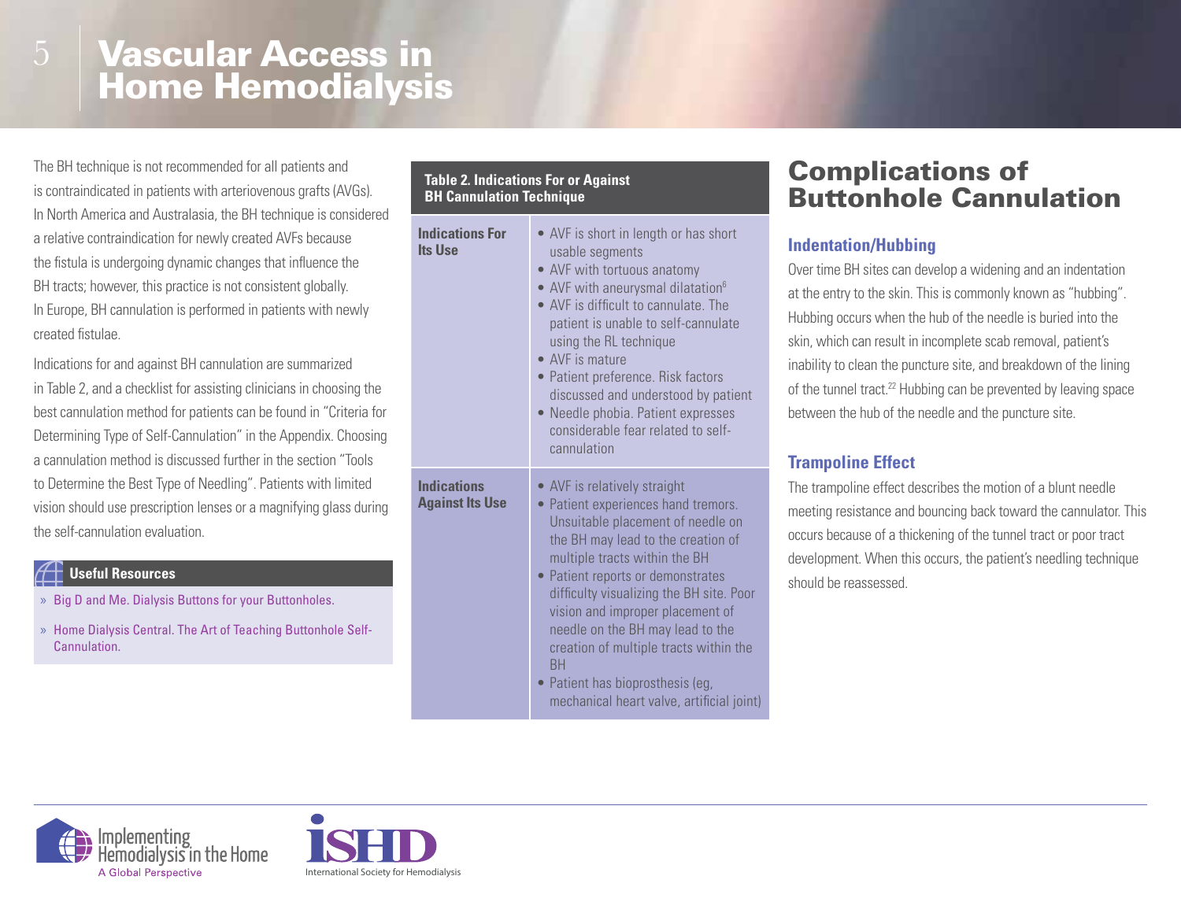# Vascular Access in Home Hemodialysis

The BH technique is not recommended for all patients and is contraindicated in patients with arteriovenous grafts (AVGs). In North America and Australasia, the BH technique is considered a relative contraindication for newly created AVFs because the fistula is undergoing dynamic changes that influence the BH tracts; however, this practice is not consistent globally. In Europe, BH cannulation is performed in patients with newly created fistulae.

Indications for and against BH cannulation are summarized in Table 2, and a checklist for assisting clinicians in choosing the best cannulation method for patients can be found in "Criteria for Determining Type of Self-Cannulation" in the Appendix. Choosing a cannulation method is discussed further in the section "Tools to Determine the Best Type of Needling". Patients with limited vision should use prescription lenses or a magnifying glass during the self-cannulation evaluation.

**Useful Resources**

- Big D and Me. Dialysis Buttons for your Buttonholes.
- Home Dialysis Central. The Art of Teaching Buttonhole Self-Cannulation.

**Table 2. Indications For or Against BH Cannulation Technique**

| | |
|---|---|
| **Indications For Its Use** | • AVF is short in length or has short usable segments<br>• AVF with tortuous anatomy<br>• AVF with aneurysmal dilatation[6]<br>• AVF is difficult to cannulate. The patient is unable to self-cannulate using the RL technique<br>• AVF is mature<br>• Patient preference. Risk factors discussed and understood by patient<br>• Needle phobia. Patient expresses considerable fear related to self-cannulation |
| **Indications Against Its Use** | • AVF is relatively straight<br>• Patient experiences hand tremors. Unsuitable placement of needle on the BH may lead to the creation of multiple tracts within the BH<br>• Patient reports or demonstrates difficulty visualizing the BH site. Poor vision and improper placement of needle on the BH may lead to the creation of multiple tracts within the BH<br>• Patient has bioprosthesis (eg, mechanical heart valve, artificial joint) |

## Complications of Buttonhole Cannulation

### Indentation/Hubbing

Over time BH sites can develop a widening and an indentation at the entry to the skin. This is commonly known as "hubbing". Hubbing occurs when the hub of the needle is buried into the skin, which can result in incomplete scab removal, patient's inability to clean the puncture site, and breakdown of the lining of the tunnel tract.[22] Hubbing can be prevented by leaving space between the hub of the needle and the puncture site.

### Trampoline Effect

The trampoline effect describes the motion of a blunt needle meeting resistance and bouncing back toward the cannulator. This occurs because of a thickening of the tunnel tract or poor tract development. When this occurs, the patient's needling technique should be reassessed.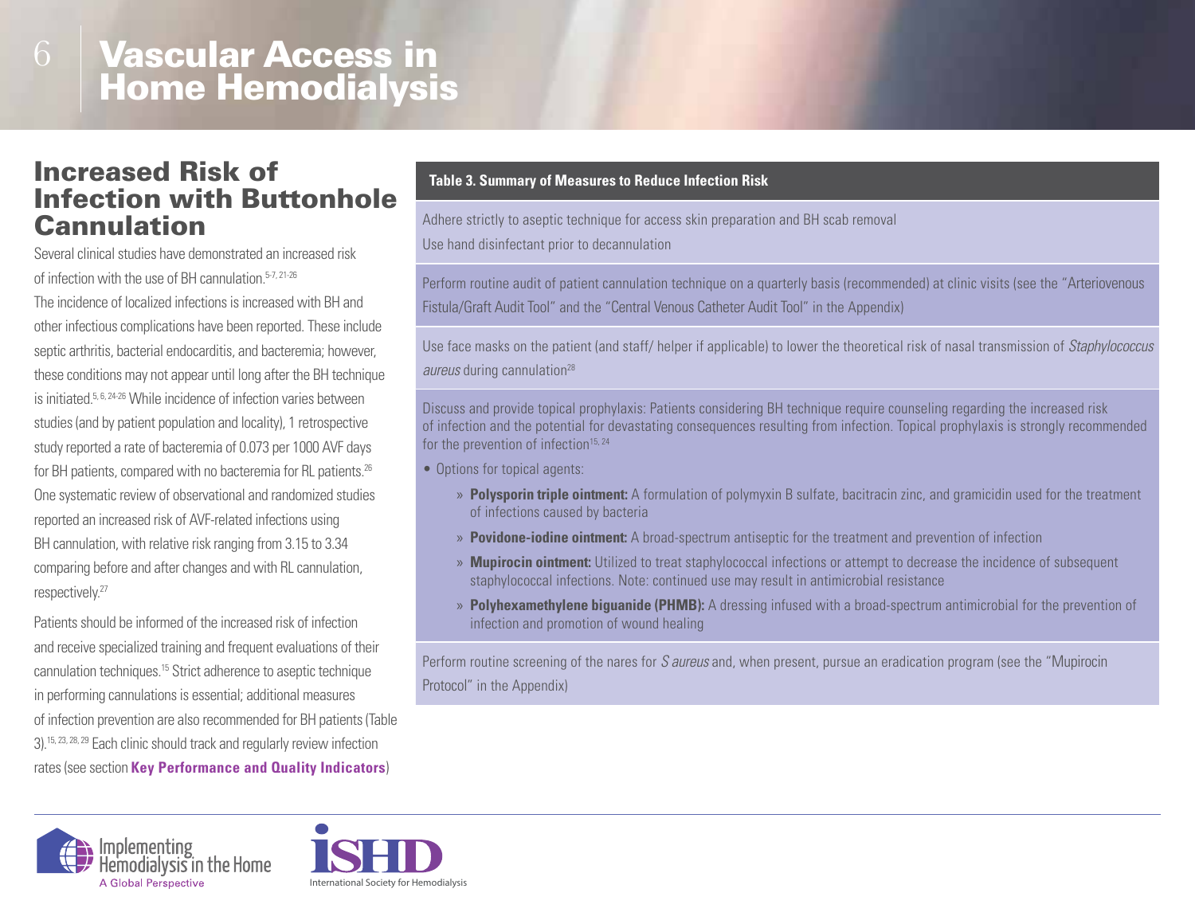# Vascular Access in Home Hemodialysis

## Increased Risk of Infection with Buttonhole Cannulation

Several clinical studies have demonstrated an increased risk of infection with the use of BH cannulation.[5-7, 21-26] The incidence of localized infections is increased with BH and other infectious complications have been reported. These include septic arthritis, bacterial endocarditis, and bacteremia; however, these conditions may not appear until long after the BH technique is initiated.[5, 6, 24-26] While incidence of infection varies between studies (and by patient population and locality), 1 retrospective study reported a rate of bacteremia of 0.073 per 1000 AVF days for BH patients, compared with no bacteremia for RL patients.[26] One systematic review of observational and randomized studies reported an increased risk of AVF-related infections using BH cannulation, with relative risk ranging from 3.15 to 3.34 comparing before and after changes and with RL cannulation, respectively.[27]

Patients should be informed of the increased risk of infection and receive specialized training and frequent evaluations of their cannulation techniques.[15] Strict adherence to aseptic technique in performing cannulations is essential; additional measures of infection prevention are also recommended for BH patients (Table 3).[15, 23, 28, 29] Each clinic should track and regularly review infection rates (see section **Key Performance and Quality Indicators**)

| Table 3. Summary of Measures to Reduce Infection Risk |
|---|
| Adhere strictly to aseptic technique for access skin preparation and BH scab removal<br>Use hand disinfectant prior to decannulation |
| Perform routine audit of patient cannulation technique on a quarterly basis (recommended) at clinic visits (see the "Arteriovenous Fistula/Graft Audit Tool" and the "Central Venous Catheter Audit Tool" in the Appendix) |
| Use face masks on the patient (and staff/ helper if applicable) to lower the theoretical risk of nasal transmission of *Staphylococcus aureus* during cannulation[28] |
| Discuss and provide topical prophylaxis: Patients considering BH technique require counseling regarding the increased risk of infection and the potential for devastating consequences resulting from infection. Topical prophylaxis is strongly recommended for the prevention of infection[15, 24]<br>• Options for topical agents:<br>» **Polysporin triple ointment:** A formulation of polymyxin B sulfate, bacitracin zinc, and gramicidin used for the treatment of infections caused by bacteria<br>» **Povidone-iodine ointment:** A broad-spectrum antiseptic for the treatment and prevention of infection<br>» **Mupirocin ointment:** Utilized to treat staphylococcal infections or attempt to decrease the incidence of subsequent staphylococcal infections. Note: continued use may result in antimicrobial resistance<br>» **Polyhexamethylene biguanide (PHMB):** A dressing infused with a broad-spectrum antimicrobial for the prevention of infection and promotion of wound healing |
| Perform routine screening of the nares for *S aureus* and, when present, pursue an eradication program (see the "Mupirocin Protocol" in the Appendix) |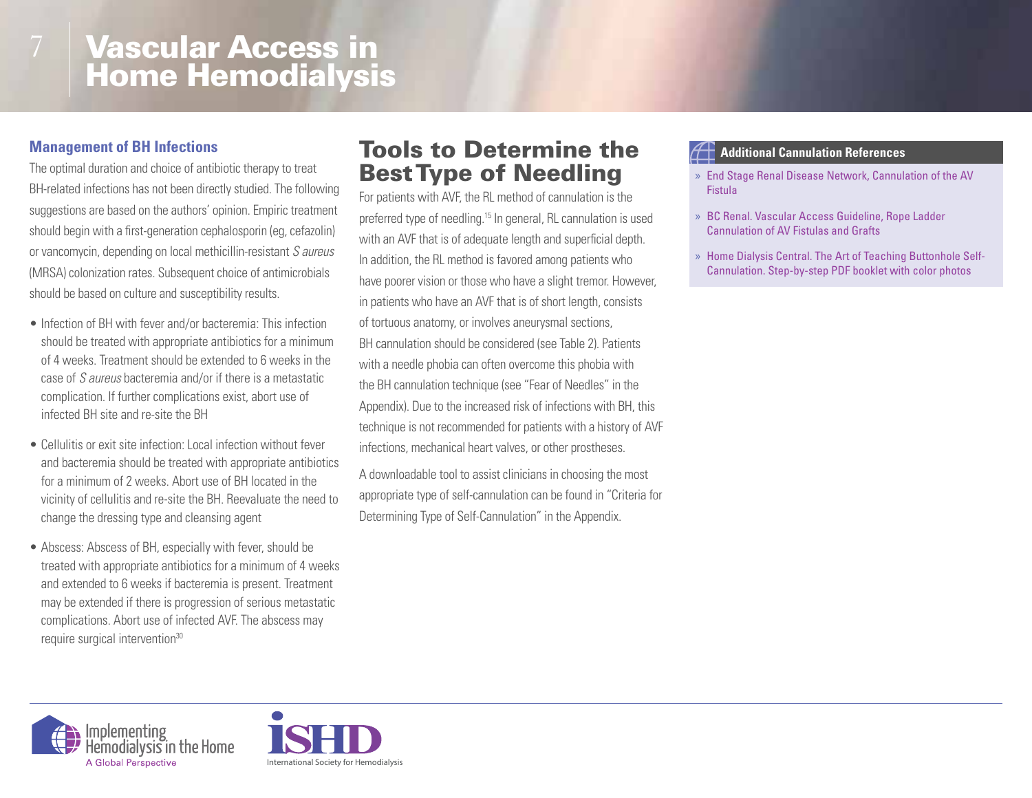## Management of BH Infections

The optimal duration and choice of antibiotic therapy to treat BH-related infections has not been directly studied. The following suggestions are based on the authors' opinion. Empiric treatment should begin with a first-generation cephalosporin (eg, cefazolin) or vancomycin, depending on local methicillin-resistant *S aureus* (MRSA) colonization rates. Subsequent choice of antimicrobials should be based on culture and susceptibility results.

- Infection of BH with fever and/or bacteremia: This infection should be treated with appropriate antibiotics for a minimum of 4 weeks. Treatment should be extended to 6 weeks in the case of *S aureus* bacteremia and/or if there is a metastatic complication. If further complications exist, abort use of infected BH site and re-site the BH
- Cellulitis or exit site infection: Local infection without fever and bacteremia should be treated with appropriate antibiotics for a minimum of 2 weeks. Abort use of BH located in the vicinity of cellulitis and re-site the BH. Reevaluate the need to change the dressing type and cleansing agent
- Abscess: Abscess of BH, especially with fever, should be treated with appropriate antibiotics for a minimum of 4 weeks and extended to 6 weeks if bacteremia is present. Treatment may be extended if there is progression of serious metastatic complications. Abort use of infected AVF. The abscess may require surgical intervention[30]

# Tools to Determine the Best Type of Needling

For patients with AVF, the RL method of cannulation is the preferred type of needling.[15] In general, RL cannulation is used with an AVF that is of adequate length and superficial depth. In addition, the RL method is favored among patients who have poorer vision or those who have a slight tremor. However, in patients who have an AVF that is of short length, consists of tortuous anatomy, or involves aneurysmal sections, BH cannulation should be considered (see Table 2). Patients with a needle phobia can often overcome this phobia with the BH cannulation technique (see "Fear of Needles" in the Appendix). Due to the increased risk of infections with BH, this technique is not recommended for patients with a history of AVF infections, mechanical heart valves, or other prostheses.

A downloadable tool to assist clinicians in choosing the most appropriate type of self-cannulation can be found in "Criteria for Determining Type of Self-Cannulation" in the Appendix.

### Additional Cannulation References

- End Stage Renal Disease Network, Cannulation of the AV Fistula
- BC Renal. Vascular Access Guideline, Rope Ladder Cannulation of AV Fistulas and Grafts
- Home Dialysis Central. The Art of Teaching Buttonhole Self-Cannulation. Step-by-step PDF booklet with color photos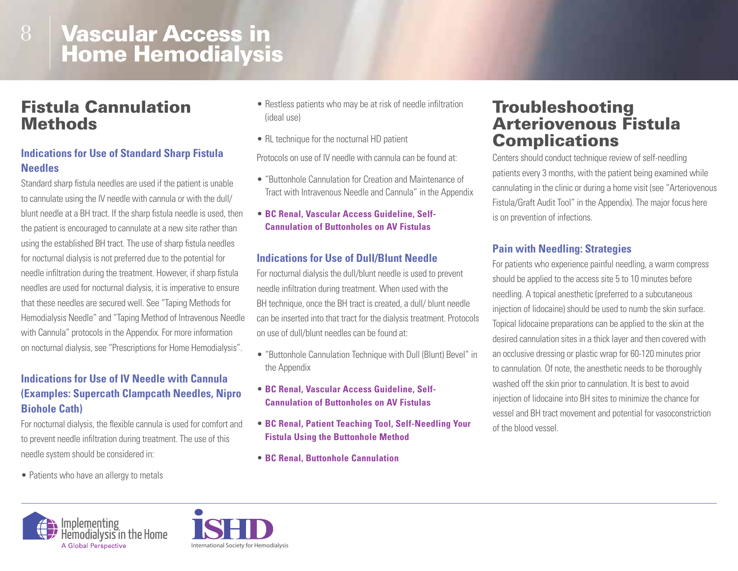# Vascular Access in Home Hemodialysis

## Fistula Cannulation Methods

### Indications for Use of Standard Sharp Fistula Needles

Standard sharp fistula needles are used if the patient is unable to cannulate using the IV needle with cannula or with the dull/ blunt needle at a BH tract. If the sharp fistula needle is used, then the patient is encouraged to cannulate at a new site rather than using the established BH tract. The use of sharp fistula needles for nocturnal dialysis is not preferred due to the potential for needle infiltration during the treatment. However, if sharp fistula needles are used for nocturnal dialysis, it is imperative to ensure that these needles are secured well. See "Taping Methods for Hemodialysis Needle" and "Taping Method of Intravenous Needle with Cannula" protocols in the Appendix. For more information on nocturnal dialysis, see "Prescriptions for Home Hemodialysis".

### Indications for Use of IV Needle with Cannula (Examples: Supercath Clampcath Needles, Nipro Biohole Cath)

For nocturnal dialysis, the flexible cannula is used for comfort and to prevent needle infiltration during treatment. The use of this needle system should be considered in:

- Patients who have an allergy to metals
- Restless patients who may be at risk of needle infiltration (ideal use)
- RL technique for the nocturnal HD patient

Protocols on use of IV needle with cannula can be found at:

- "Buttonhole Cannulation for Creation and Maintenance of Tract with Intravenous Needle and Cannula" in the Appendix
- **BC Renal, Vascular Access Guideline, Self-Cannulation of Buttonholes on AV Fistulas**

### Indications for Use of Dull/Blunt Needle

For nocturnal dialysis the dull/blunt needle is used to prevent needle infiltration during treatment. When used with the BH technique, once the BH tract is created, a dull/ blunt needle can be inserted into that tract for the dialysis treatment. Protocols on use of dull/blunt needles can be found at:

- "Buttonhole Cannulation Technique with Dull (Blunt) Bevel" in the Appendix
- **BC Renal, Vascular Access Guideline, Self-Cannulation of Buttonholes on AV Fistulas**
- **BC Renal, Patient Teaching Tool, Self-Needling Your Fistula Using the Buttonhole Method**
- **BC Renal, Buttonhole Cannulation**

## Troubleshooting Arteriovenous Fistula Complications

Centers should conduct technique review of self-needling patients every 3 months, with the patient being examined while cannulating in the clinic or during a home visit (see "Arteriovenous Fistula/Graft Audit Tool" in the Appendix). The major focus here is on prevention of infections.

### Pain with Needling: Strategies

For patients who experience painful needling, a warm compress should be applied to the access site 5 to 10 minutes before needling. A topical anesthetic (preferred to a subcutaneous injection of lidocaine) should be used to numb the skin surface. Topical lidocaine preparations can be applied to the skin at the desired cannulation sites in a thick layer and then covered with an occlusive dressing or plastic wrap for 60-120 minutes prior to cannulation. Of note, the anesthetic needs to be thoroughly washed off the skin prior to cannulation. It is best to avoid injection of lidocaine into BH sites to minimize the chance for vessel and BH tract movement and potential for vasoconstriction of the blood vessel.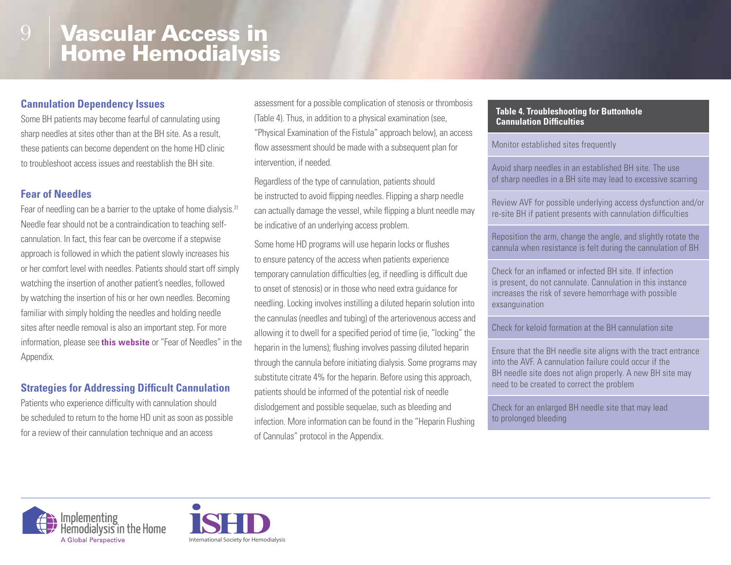# Vascular Access in Home Hemodialysis

### Cannulation Dependency Issues

Some BH patients may become fearful of cannulating using sharp needles at sites other than at the BH site. As a result, these patients can become dependent on the home HD clinic to troubleshoot access issues and reestablish the BH site.

### Fear of Needles

Fear of needling can be a barrier to the uptake of home dialysis.[31] Needle fear should not be a contraindication to teaching self-cannulation. In fact, this fear can be overcome if a stepwise approach is followed in which the patient slowly increases his or her comfort level with needles. Patients should start off simply watching the insertion of another patient's needles, followed by watching the insertion of his or her own needles. Becoming familiar with simply holding the needles and holding needle sites after needle removal is also an important step. For more information, please see **this website** or "Fear of Needles" in the Appendix.

### Strategies for Addressing Difficult Cannulation

Patients who experience difficulty with cannulation should be scheduled to return to the home HD unit as soon as possible for a review of their cannulation technique and an access assessment for a possible complication of stenosis or thrombosis (Table 4). Thus, in addition to a physical examination (see, "Physical Examination of the Fistula" approach below), an access flow assessment should be made with a subsequent plan for intervention, if needed.

Regardless of the type of cannulation, patients should be instructed to avoid flipping needles. Flipping a sharp needle can actually damage the vessel, while flipping a blunt needle may be indicative of an underlying access problem.

Some home HD programs will use heparin locks or flushes to ensure patency of the access when patients experience temporary cannulation difficulties (eg, if needling is difficult due to onset of stenosis) or in those who need extra guidance for needling. Locking involves instilling a diluted heparin solution into the cannulas (needles and tubing) of the arteriovenous access and allowing it to dwell for a specified period of time (ie, "locking" the heparin in the lumens); flushing involves passing diluted heparin through the cannula before initiating dialysis. Some programs may substitute citrate 4% for the heparin. Before using this approach, patients should be informed of the potential risk of needle dislodgement and possible sequelae, such as bleeding and infection. More information can be found in the "Heparin Flushing of Cannulas" protocol in the Appendix.

| Table 4. Troubleshooting for Buttonhole Cannulation Difficulties |
|---|
| Monitor established sites frequently |
| Avoid sharp needles in an established BH site. The use of sharp needles in a BH site may lead to excessive scarring |
| Review AVF for possible underlying access dysfunction and/or re-site BH if patient presents with cannulation difficulties |
| Reposition the arm, change the angle, and slightly rotate the cannula when resistance is felt during the cannulation of BH |
| Check for an inflamed or infected BH site. If infection is present, do not cannulate. Cannulation in this instance increases the risk of severe hemorrhage with possible exsanguination |
| Check for keloid formation at the BH cannulation site |
| Ensure that the BH needle site aligns with the tract entrance into the AVF. A cannulation failure could occur if the BH needle site does not align properly. A new BH site may need to be created to correct the problem |
| Check for an enlarged BH needle site that may lead to prolonged bleeding |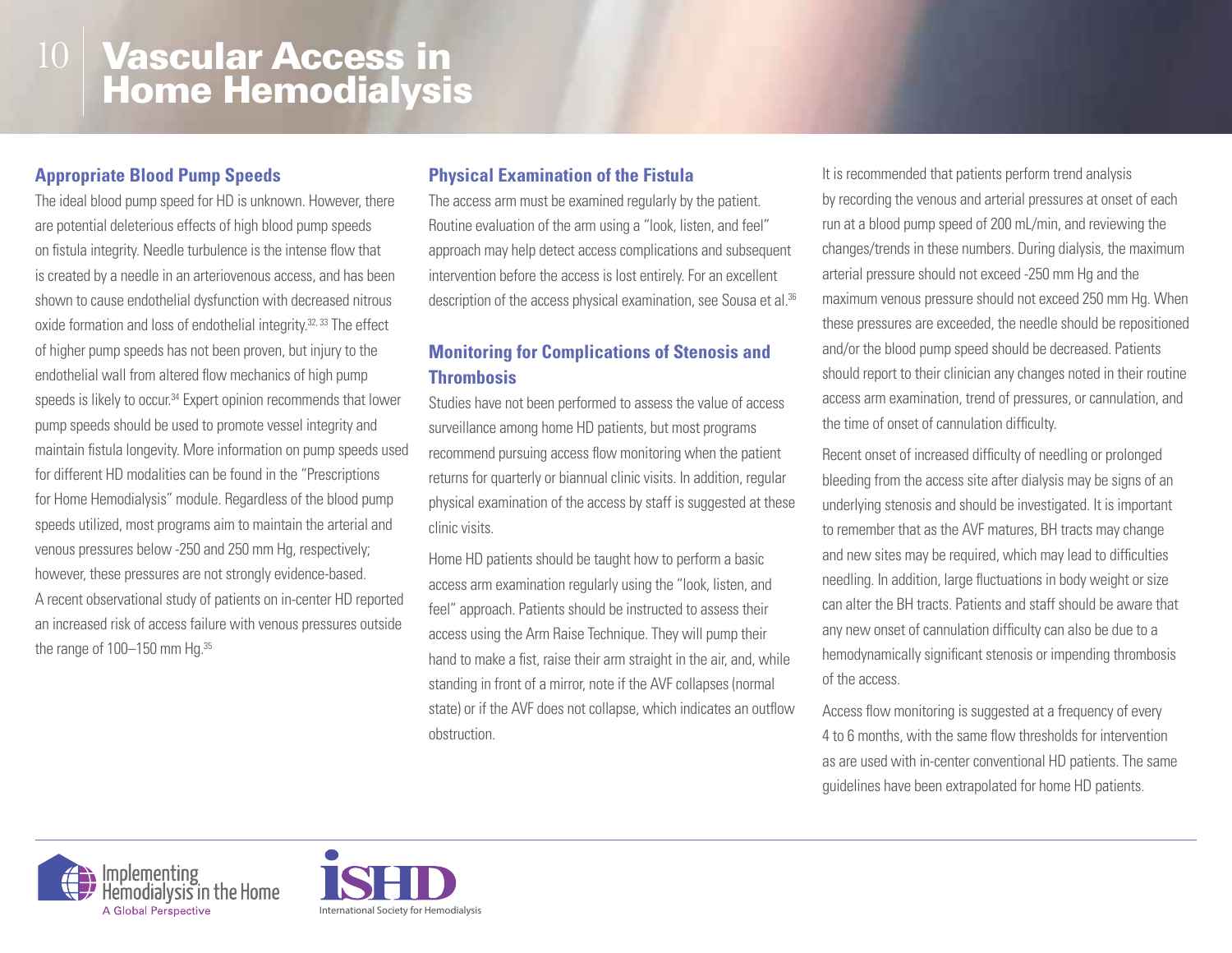# Vascular Access in Home Hemodialysis

## Appropriate Blood Pump Speeds

The ideal blood pump speed for HD is unknown. However, there are potential deleterious effects of high blood pump speeds on fistula integrity. Needle turbulence is the intense flow that is created by a needle in an arteriovenous access, and has been shown to cause endothelial dysfunction with decreased nitrous oxide formation and loss of endothelial integrity.[32, 33] The effect of higher pump speeds has not been proven, but injury to the endothelial wall from altered flow mechanics of high pump speeds is likely to occur.[34] Expert opinion recommends that lower pump speeds should be used to promote vessel integrity and maintain fistula longevity. More information on pump speeds used for different HD modalities can be found in the "Prescriptions for Home Hemodialysis" module. Regardless of the blood pump speeds utilized, most programs aim to maintain the arterial and venous pressures below -250 and 250 mm Hg, respectively; however, these pressures are not strongly evidence-based. A recent observational study of patients on in-center HD reported an increased risk of access failure with venous pressures outside the range of 100–150 mm Hg.[35]

## Physical Examination of the Fistula

The access arm must be examined regularly by the patient. Routine evaluation of the arm using a "look, listen, and feel" approach may help detect access complications and subsequent intervention before the access is lost entirely. For an excellent description of the access physical examination, see Sousa et al.[36]

## Monitoring for Complications of Stenosis and Thrombosis

Studies have not been performed to assess the value of access surveillance among home HD patients, but most programs recommend pursuing access flow monitoring when the patient returns for quarterly or biannual clinic visits. In addition, regular physical examination of the access by staff is suggested at these clinic visits.

Home HD patients should be taught how to perform a basic access arm examination regularly using the "look, listen, and feel" approach. Patients should be instructed to assess their access using the Arm Raise Technique. They will pump their hand to make a fist, raise their arm straight in the air, and, while standing in front of a mirror, note if the AVF collapses (normal state) or if the AVF does not collapse, which indicates an outflow obstruction.

It is recommended that patients perform trend analysis by recording the venous and arterial pressures at onset of each run at a blood pump speed of 200 mL/min, and reviewing the changes/trends in these numbers. During dialysis, the maximum arterial pressure should not exceed -250 mm Hg and the maximum venous pressure should not exceed 250 mm Hg. When these pressures are exceeded, the needle should be repositioned and/or the blood pump speed should be decreased. Patients should report to their clinician any changes noted in their routine access arm examination, trend of pressures, or cannulation, and the time of onset of cannulation difficulty.

Recent onset of increased difficulty of needling or prolonged bleeding from the access site after dialysis may be signs of an underlying stenosis and should be investigated. It is important to remember that as the AVF matures, BH tracts may change and new sites may be required, which may lead to difficulties needling. In addition, large fluctuations in body weight or size can alter the BH tracts. Patients and staff should be aware that any new onset of cannulation difficulty can also be due to a hemodynamically significant stenosis or impending thrombosis of the access.

Access flow monitoring is suggested at a frequency of every 4 to 6 months, with the same flow thresholds for intervention as are used with in-center conventional HD patients. The same guidelines have been extrapolated for home HD patients.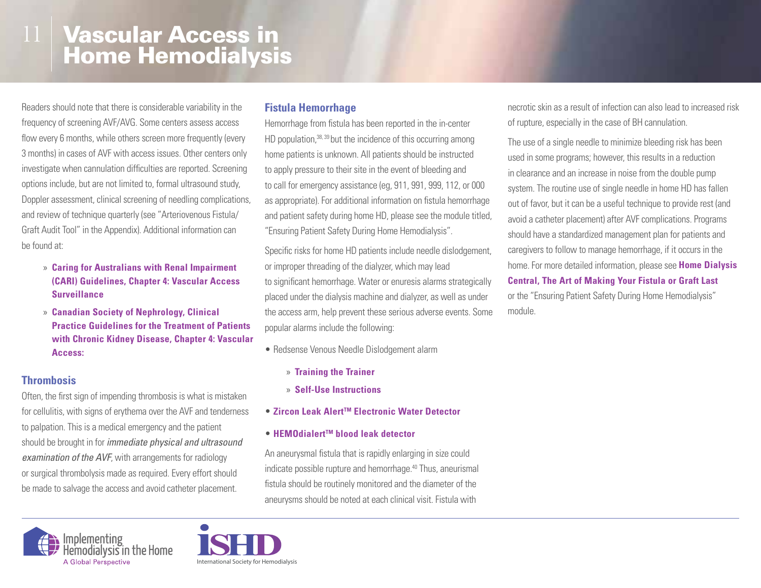# Vascular Access in Home Hemodialysis

Readers should note that there is considerable variability in the frequency of screening AVF/AVG. Some centers assess access flow every 6 months, while others screen more frequently (every 3 months) in cases of AVF with access issues. Other centers only investigate when cannulation difficulties are reported. Screening options include, but are not limited to, formal ultrasound study, Doppler assessment, clinical screening of needling complications, and review of technique quarterly (see "Arteriovenous Fistula/Graft Audit Tool" in the Appendix). Additional information can be found at:

- **Caring for Australians with Renal Impairment (CARI) Guidelines, Chapter 4: Vascular Access Surveillance**
- **Canadian Society of Nephrology, Clinical Practice Guidelines for the Treatment of Patients with Chronic Kidney Disease, Chapter 4: Vascular Access:**

## Thrombosis

Often, the first sign of impending thrombosis is what is mistaken for cellulitis, with signs of erythema over the AVF and tenderness to palpation. This is a medical emergency and the patient should be brought in for *immediate physical and ultrasound examination of the AVF*, with arrangements for radiology or surgical thrombolysis made as required. Every effort should be made to salvage the access and avoid catheter placement.

## Fistula Hemorrhage

Hemorrhage from fistula has been reported in the in-center HD population,[38, 39] but the incidence of this occurring among home patients is unknown. All patients should be instructed to apply pressure to their site in the event of bleeding and to call for emergency assistance (eg, 911, 991, 999, 112, or 000 as appropriate). For additional information on fistula hemorrhage and patient safety during home HD, please see the module titled, "Ensuring Patient Safety During Home Hemodialysis".

Specific risks for home HD patients include needle dislodgement, or improper threading of the dialyzer, which may lead to significant hemorrhage. Water or enuresis alarms strategically placed under the dialysis machine and dialyzer, as well as under the access arm, help prevent these serious adverse events. Some popular alarms include the following:

- Redsense Venous Needle Dislodgement alarm
  - **Training the Trainer**
  - **Self-Use Instructions**
- **Zircon Leak Alert™ Electronic Water Detector**
- **HEMOdialert™ blood leak detector**

An aneurysmal fistula that is rapidly enlarging in size could indicate possible rupture and hemorrhage.[40] Thus, aneurismal fistula should be routinely monitored and the diameter of the aneurysms should be noted at each clinical visit. Fistula with necrotic skin as a result of infection can also lead to increased risk of rupture, especially in the case of BH cannulation.

The use of a single needle to minimize bleeding risk has been used in some programs; however, this results in a reduction in clearance and an increase in noise from the double pump system. The routine use of single needle in home HD has fallen out of favor, but it can be a useful technique to provide rest (and avoid a catheter placement) after AVF complications. Programs should have a standardized management plan for patients and caregivers to follow to manage hemorrhage, if it occurs in the home. For more detailed information, please see **Home Dialysis Central, The Art of Making Your Fistula or Graft Last** or the "Ensuring Patient Safety During Home Hemodialysis" module.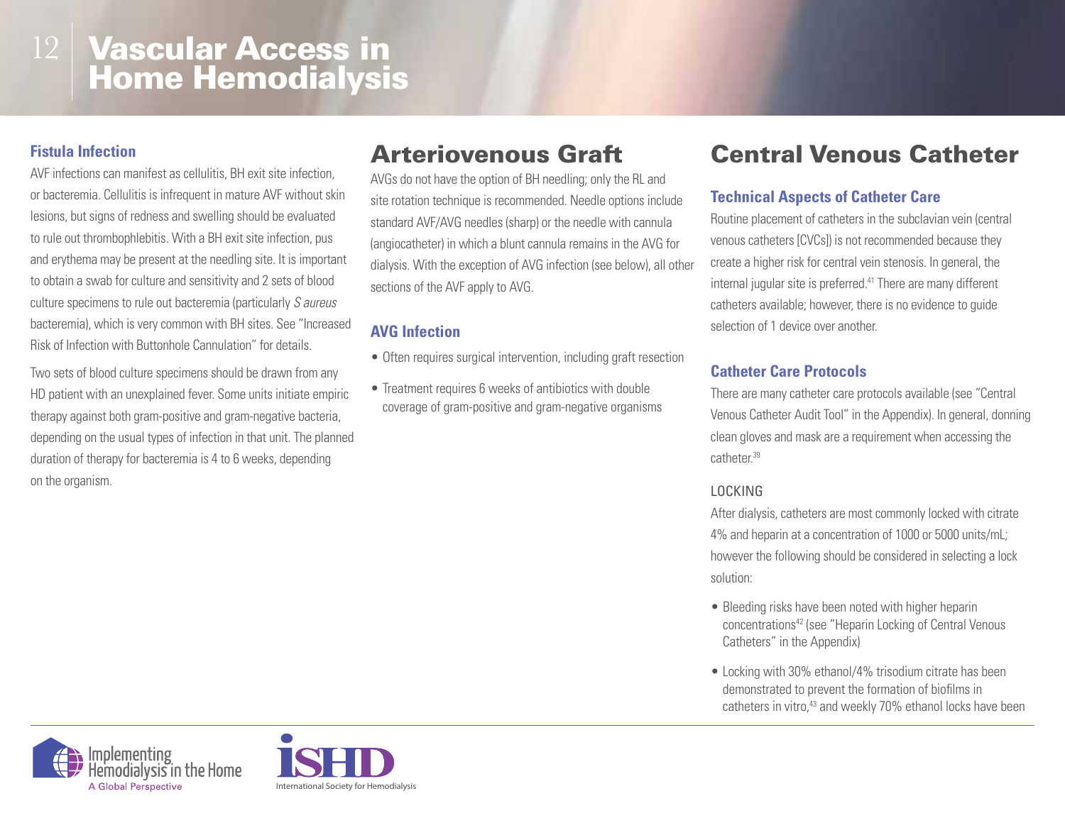### Fistula Infection

AVF infections can manifest as cellulitis, BH exit site infection, or bacteremia. Cellulitis is infrequent in mature AVF without skin lesions, but signs of redness and swelling should be evaluated to rule out thrombophlebitis. With a BH exit site infection, pus and erythema may be present at the needling site. It is important to obtain a swab for culture and sensitivity and 2 sets of blood culture specimens to rule out bacteremia (particularly *S aureus* bacteremia), which is very common with BH sites. See "Increased Risk of Infection with Buttonhole Cannulation" for details.

Two sets of blood culture specimens should be drawn from any HD patient with an unexplained fever. Some units initiate empiric therapy against both gram-positive and gram-negative bacteria, depending on the usual types of infection in that unit. The planned duration of therapy for bacteremia is 4 to 6 weeks, depending on the organism.

## Arteriovenous Graft

AVGs do not have the option of BH needling; only the RL and site rotation technique is recommended. Needle options include standard AVF/AVG needles (sharp) or the needle with cannula (angiocatheter) in which a blunt cannula remains in the AVG for dialysis. With the exception of AVG infection (see below), all other sections of the AVF apply to AVG.

### AVG Infection

- Often requires surgical intervention, including graft resection
- Treatment requires 6 weeks of antibiotics with double coverage of gram-positive and gram-negative organisms

## Central Venous Catheter

### Technical Aspects of Catheter Care

Routine placement of catheters in the subclavian vein (central venous catheters [CVCs]) is not recommended because they create a higher risk for central vein stenosis. In general, the internal jugular site is preferred.[41] There are many different catheters available; however, there is no evidence to guide selection of 1 device over another.

### Catheter Care Protocols

There are many catheter care protocols available (see "Central Venous Catheter Audit Tool" in the Appendix). In general, donning clean gloves and mask are a requirement when accessing the catheter.[39]

#### LOCKING

After dialysis, catheters are most commonly locked with citrate 4% and heparin at a concentration of 1000 or 5000 units/mL; however the following should be considered in selecting a lock solution:

- Bleeding risks have been noted with higher heparin concentrations[42] (see "Heparin Locking of Central Venous Catheters" in the Appendix)
- Locking with 30% ethanol/4% trisodium citrate has been demonstrated to prevent the formation of biofilms in catheters in vitro,[43] and weekly 70% ethanol locks have been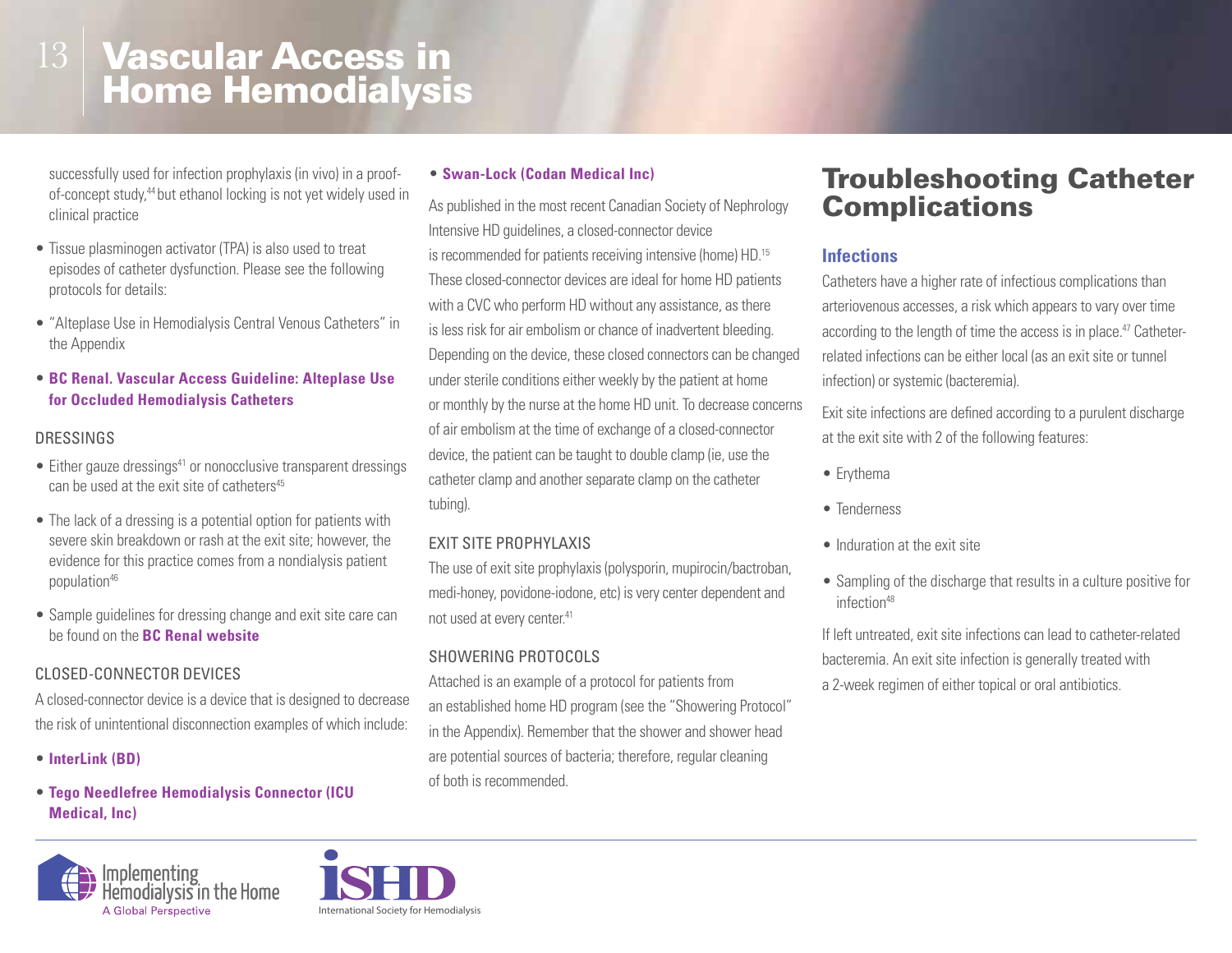successfully used for infection prophylaxis (in vivo) in a proof-of-concept study,[44] but ethanol locking is not yet widely used in clinical practice

- Tissue plasminogen activator (TPA) is also used to treat episodes of catheter dysfunction. Please see the following protocols for details:
- "Alteplase Use in Hemodialysis Central Venous Catheters" in the Appendix
- **BC Renal. Vascular Access Guideline: Alteplase Use for Occluded Hemodialysis Catheters**

### DRESSINGS

- Either gauze dressings[41] or nonocclusive transparent dressings can be used at the exit site of catheters[45]
- The lack of a dressing is a potential option for patients with severe skin breakdown or rash at the exit site; however, the evidence for this practice comes from a nondialysis patient population[46]
- Sample guidelines for dressing change and exit site care can be found on the **BC Renal website**

### CLOSED-CONNECTOR DEVICES

A closed-connector device is a device that is designed to decrease the risk of unintentional disconnection examples of which include:

- **InterLink (BD)**
- **Tego Needlefree Hemodialysis Connector (ICU Medical, Inc)**
- **Swan-Lock (Codan Medical Inc)**

As published in the most recent Canadian Society of Nephrology Intensive HD guidelines, a closed-connector device is recommended for patients receiving intensive (home) HD.[15] These closed-connector devices are ideal for home HD patients with a CVC who perform HD without any assistance, as there is less risk for air embolism or chance of inadvertent bleeding. Depending on the device, these closed connectors can be changed under sterile conditions either weekly by the patient at home or monthly by the nurse at the home HD unit. To decrease concerns of air embolism at the time of exchange of a closed-connector device, the patient can be taught to double clamp (ie, use the catheter clamp and another separate clamp on the catheter tubing).

### EXIT SITE PROPHYLAXIS

The use of exit site prophylaxis (polysporin, mupirocin/bactroban, medi-honey, povidone-iodone, etc) is very center dependent and not used at every center.[41]

### SHOWERING PROTOCOLS

Attached is an example of a protocol for patients from an established home HD program (see the "Showering Protocol" in the Appendix). Remember that the shower and shower head are potential sources of bacteria; therefore, regular cleaning of both is recommended.

# Troubleshooting Catheter Complications

## Infections

Catheters have a higher rate of infectious complications than arteriovenous accesses, a risk which appears to vary over time according to the length of time the access is in place.[47] Catheter-related infections can be either local (as an exit site or tunnel infection) or systemic (bacteremia).

Exit site infections are defined according to a purulent discharge at the exit site with 2 of the following features:

- Erythema
- Tenderness
- Induration at the exit site
- Sampling of the discharge that results in a culture positive for infection[48]

If left untreated, exit site infections can lead to catheter-related bacteremia. An exit site infection is generally treated with a 2-week regimen of either topical or oral antibiotics.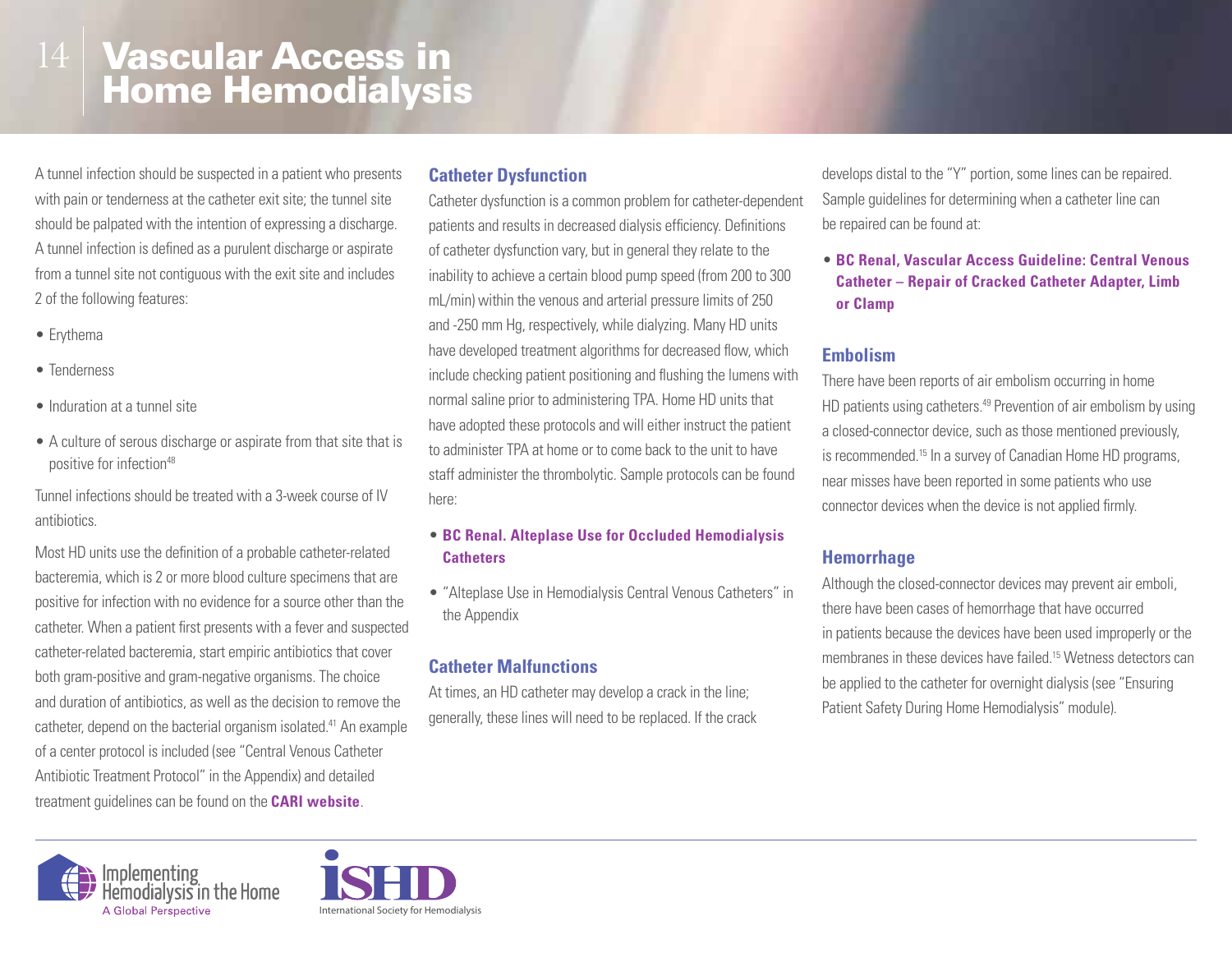# Vascular Access in Home Hemodialysis

A tunnel infection should be suspected in a patient who presents with pain or tenderness at the catheter exit site; the tunnel site should be palpated with the intention of expressing a discharge. A tunnel infection is defined as a purulent discharge or aspirate from a tunnel site not contiguous with the exit site and includes 2 of the following features:

- Erythema
- Tenderness
- Induration at a tunnel site
- A culture of serous discharge or aspirate from that site that is positive for infection[48]

Tunnel infections should be treated with a 3-week course of IV antibiotics.

Most HD units use the definition of a probable catheter-related bacteremia, which is 2 or more blood culture specimens that are positive for infection with no evidence for a source other than the catheter. When a patient first presents with a fever and suspected catheter-related bacteremia, start empiric antibiotics that cover both gram-positive and gram-negative organisms. The choice and duration of antibiotics, as well as the decision to remove the catheter, depend on the bacterial organism isolated.[41] An example of a center protocol is included (see "Central Venous Catheter Antibiotic Treatment Protocol" in the Appendix) and detailed treatment guidelines can be found on the **CARI website**.

## Catheter Dysfunction

Catheter dysfunction is a common problem for catheter-dependent patients and results in decreased dialysis efficiency. Definitions of catheter dysfunction vary, but in general they relate to the inability to achieve a certain blood pump speed (from 200 to 300 mL/min) within the venous and arterial pressure limits of 250 and -250 mm Hg, respectively, while dialyzing. Many HD units have developed treatment algorithms for decreased flow, which include checking patient positioning and flushing the lumens with normal saline prior to administering TPA. Home HD units that have adopted these protocols and will either instruct the patient to administer TPA at home or to come back to the unit to have staff administer the thrombolytic. Sample protocols can be found here:

- **BC Renal. Alteplase Use for Occluded Hemodialysis Catheters**
- "Alteplase Use in Hemodialysis Central Venous Catheters" in the Appendix

## Catheter Malfunctions

At times, an HD catheter may develop a crack in the line; generally, these lines will need to be replaced. If the crack develops distal to the "Y" portion, some lines can be repaired. Sample guidelines for determining when a catheter line can be repaired can be found at:

- **BC Renal, Vascular Access Guideline: Central Venous Catheter – Repair of Cracked Catheter Adapter, Limb or Clamp**

## Embolism

There have been reports of air embolism occurring in home HD patients using catheters.[49] Prevention of air embolism by using a closed-connector device, such as those mentioned previously, is recommended.[15] In a survey of Canadian Home HD programs, near misses have been reported in some patients who use connector devices when the device is not applied firmly.

## Hemorrhage

Although the closed-connector devices may prevent air emboli, there have been cases of hemorrhage that have occurred in patients because the devices have been used improperly or the membranes in these devices have failed.[15] Wetness detectors can be applied to the catheter for overnight dialysis (see "Ensuring Patient Safety During Home Hemodialysis" module).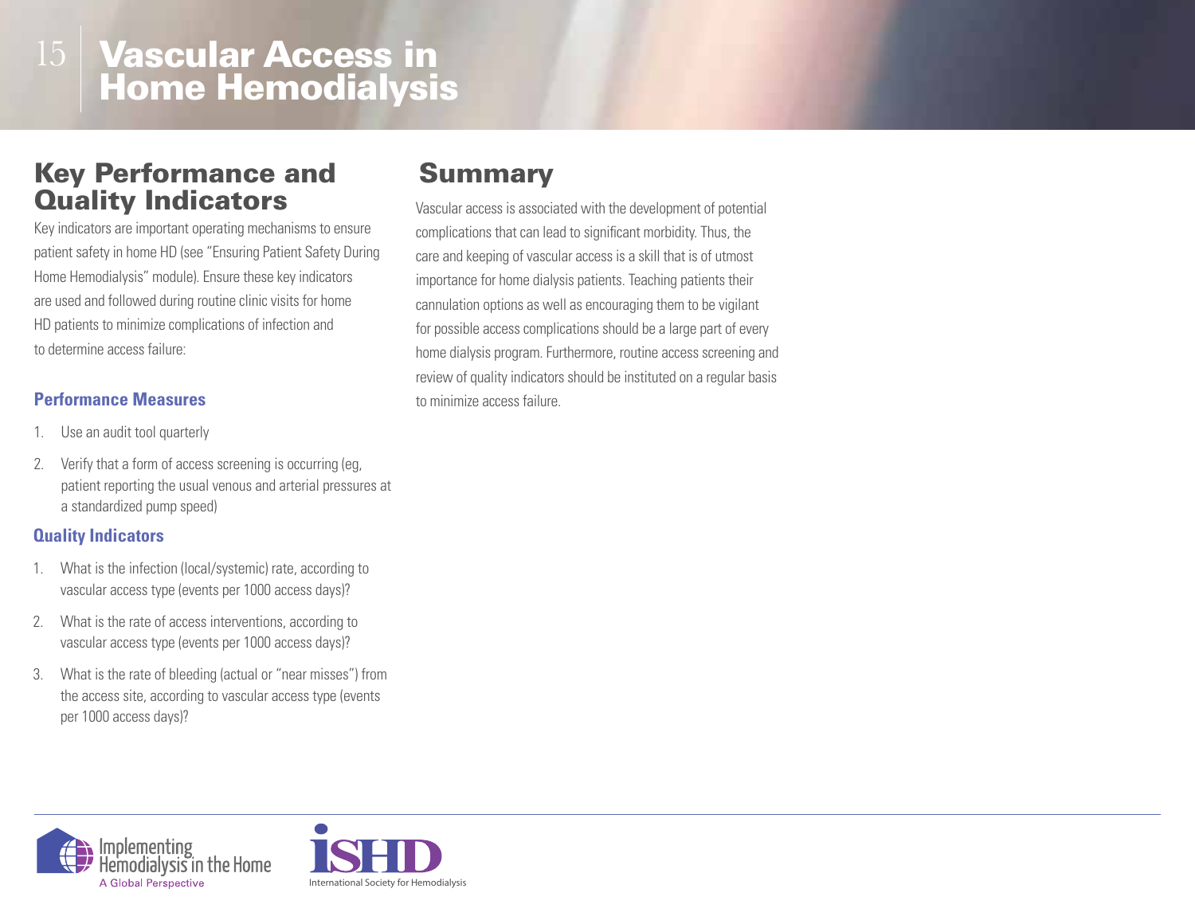# Vascular Access in Home Hemodialysis

## Key Performance and Quality Indicators

Key indicators are important operating mechanisms to ensure patient safety in home HD (see "Ensuring Patient Safety During Home Hemodialysis" module). Ensure these key indicators are used and followed during routine clinic visits for home HD patients to minimize complications of infection and to determine access failure:

### Performance Measures

1. Use an audit tool quarterly
2. Verify that a form of access screening is occurring (eg, patient reporting the usual venous and arterial pressures at a standardized pump speed)

### Quality Indicators

1. What is the infection (local/systemic) rate, according to vascular access type (events per 1000 access days)?
2. What is the rate of access interventions, according to vascular access type (events per 1000 access days)?
3. What is the rate of bleeding (actual or "near misses") from the access site, according to vascular access type (events per 1000 access days)?

## Summary

Vascular access is associated with the development of potential complications that can lead to significant morbidity. Thus, the care and keeping of vascular access is a skill that is of utmost importance for home dialysis patients. Teaching patients their cannulation options as well as encouraging them to be vigilant for possible access complications should be a large part of every home dialysis program. Furthermore, routine access screening and review of quality indicators should be instituted on a regular basis to minimize access failure.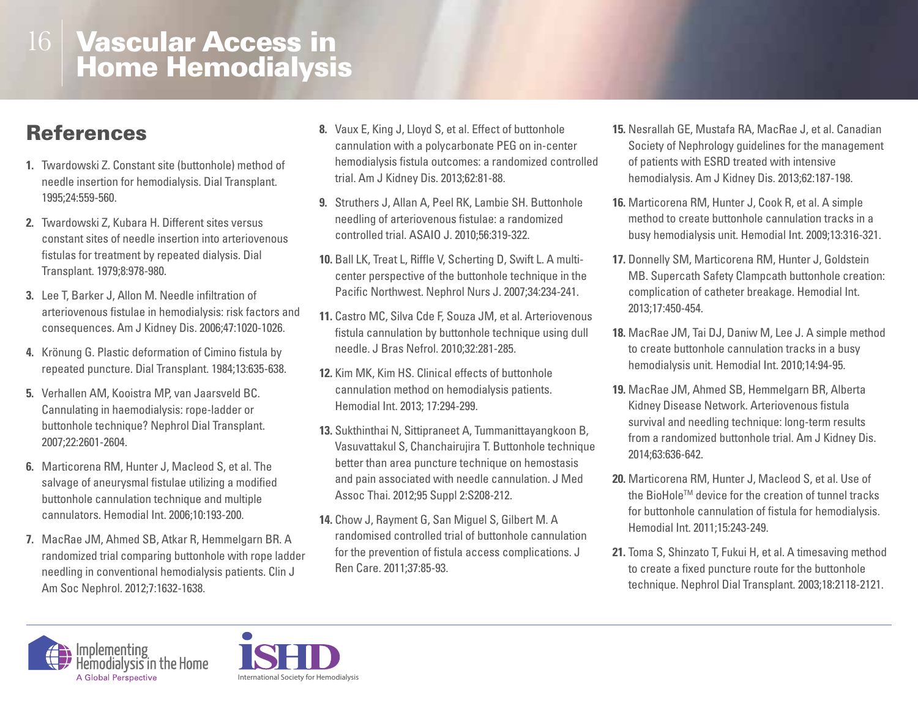## References

1. Twardowski Z. Constant site (buttonhole) method of needle insertion for hemodialysis. Dial Transplant. 1995;24:559-560.
2. Twardowski Z, Kubara H. Different sites versus constant sites of needle insertion into arteriovenous fistulas for treatment by repeated dialysis. Dial Transplant. 1979;8:978-980.
3. Lee T, Barker J, Allon M. Needle infiltration of arteriovenous fistulae in hemodialysis: risk factors and consequences. Am J Kidney Dis. 2006;47:1020-1026.
4. Krönung G. Plastic deformation of Cimino fistula by repeated puncture. Dial Transplant. 1984;13:635-638.
5. Verhallen AM, Kooistra MP, van Jaarsveld BC. Cannulating in haemodialysis: rope-ladder or buttonhole technique? Nephrol Dial Transplant. 2007;22:2601-2604.
6. Marticorena RM, Hunter J, Macleod S, et al. The salvage of aneurysmal fistulae utilizing a modified buttonhole cannulation technique and multiple cannulators. Hemodial Int. 2006;10:193-200.
7. MacRae JM, Ahmed SB, Atkar R, Hemmelgarn BR. A randomized trial comparing buttonhole with rope ladder needling in conventional hemodialysis patients. Clin J Am Soc Nephrol. 2012;7:1632-1638.
8. Vaux E, King J, Lloyd S, et al. Effect of buttonhole cannulation with a polycarbonate PEG on in-center hemodialysis fistula outcomes: a randomized controlled trial. Am J Kidney Dis. 2013;62:81-88.
9. Struthers J, Allan A, Peel RK, Lambie SH. Buttonhole needling of arteriovenous fistulae: a randomized controlled trial. ASAIO J. 2010;56:319-322.
10. Ball LK, Treat L, Riffle V, Scherting D, Swift L. A multi-center perspective of the buttonhole technique in the Pacific Northwest. Nephrol Nurs J. 2007;34:234-241.
11. Castro MC, Silva Cde F, Souza JM, et al. Arteriovenous fistula cannulation by buttonhole technique using dull needle. J Bras Nefrol. 2010;32:281-285.
12. Kim MK, Kim HS. Clinical effects of buttonhole cannulation method on hemodialysis patients. Hemodial Int. 2013; 17:294-299.
13. Sukthinthai N, Sittipraneet A, Tummanittayangkoon B, Vasuvattakul S, Chanchairujira T. Buttonhole technique better than area puncture technique on hemostasis and pain associated with needle cannulation. J Med Assoc Thai. 2012;95 Suppl 2:S208-212.
14. Chow J, Rayment G, San Miguel S, Gilbert M. A randomised controlled trial of buttonhole cannulation for the prevention of fistula access complications. J Ren Care. 2011;37:85-93.
15. Nesrallah GE, Mustafa RA, MacRae J, et al. Canadian Society of Nephrology guidelines for the management of patients with ESRD treated with intensive hemodialysis. Am J Kidney Dis. 2013;62:187-198.
16. Marticorena RM, Hunter J, Cook R, et al. A simple method to create buttonhole cannulation tracks in a busy hemodialysis unit. Hemodial Int. 2009;13:316-321.
17. Donnelly SM, Marticorena RM, Hunter J, Goldstein MB. Supercath Safety Clampcath buttonhole creation: complication of catheter breakage. Hemodial Int. 2013;17:450-454.
18. MacRae JM, Tai DJ, Daniw M, Lee J. A simple method to create buttonhole cannulation tracks in a busy hemodialysis unit. Hemodial Int. 2010;14:94-95.
19. MacRae JM, Ahmed SB, Hemmelgarn BR, Alberta Kidney Disease Network. Arteriovenous fistula survival and needling technique: long-term results from a randomized buttonhole trial. Am J Kidney Dis. 2014;63:636-642.
20. Marticorena RM, Hunter J, Macleod S, et al. Use of the BioHole™ device for the creation of tunnel tracks for buttonhole cannulation of fistula for hemodialysis. Hemodial Int. 2011;15:243-249.
21. Toma S, Shinzato T, Fukui H, et al. A timesaving method to create a fixed puncture route for the buttonhole technique. Nephrol Dial Transplant. 2003;18:2118-2121.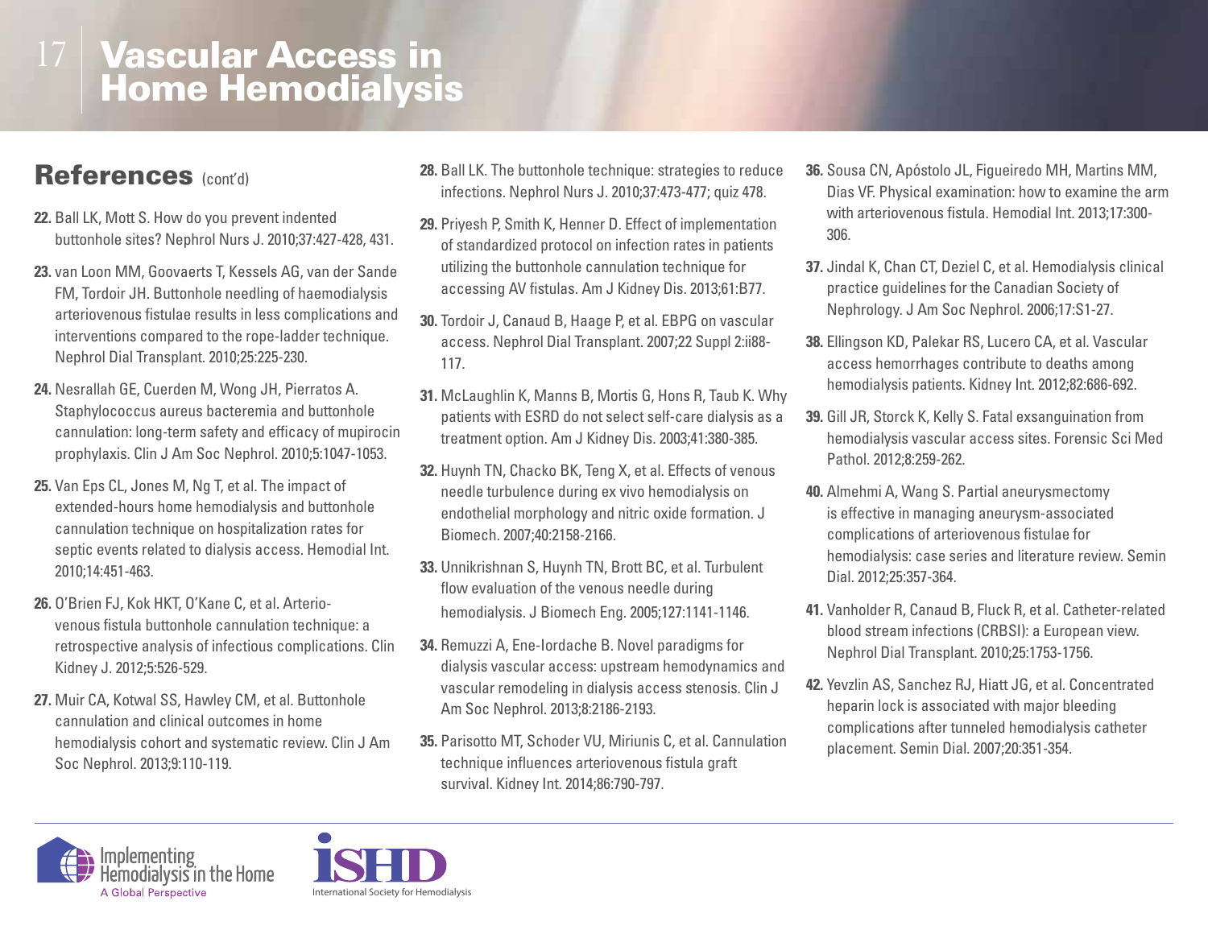## References (cont'd)

22. Ball LK, Mott S. How do you prevent indented buttonhole sites? Nephrol Nurs J. 2010;37:427-428, 431.

23. van Loon MM, Goovaerts T, Kessels AG, van der Sande FM, Tordoir JH. Buttonhole needling of haemodialysis arteriovenous fistulae results in less complications and interventions compared to the rope-ladder technique. Nephrol Dial Transplant. 2010;25:225-230.

24. Nesrallah GE, Cuerden M, Wong JH, Pierratos A. Staphylococcus aureus bacteremia and buttonhole cannulation: long-term safety and efficacy of mupirocin prophylaxis. Clin J Am Soc Nephrol. 2010;5:1047-1053.

25. Van Eps CL, Jones M, Ng T, et al. The impact of extended-hours home hemodialysis and buttonhole cannulation technique on hospitalization rates for septic events related to dialysis access. Hemodial Int. 2010;14:451-463.

26. O'Brien FJ, Kok HKT, O'Kane C, et al. Arterio-venous fistula buttonhole cannulation technique: a retrospective analysis of infectious complications. Clin Kidney J. 2012;5:526-529.

27. Muir CA, Kotwal SS, Hawley CM, et al. Buttonhole cannulation and clinical outcomes in home hemodialysis cohort and systematic review. Clin J Am Soc Nephrol. 2013;9:110-119.

28. Ball LK. The buttonhole technique: strategies to reduce infections. Nephrol Nurs J. 2010;37:473-477; quiz 478.

29. Priyesh P, Smith K, Henner D. Effect of implementation of standardized protocol on infection rates in patients utilizing the buttonhole cannulation technique for accessing AV fistulas. Am J Kidney Dis. 2013;61:B77.

30. Tordoir J, Canaud B, Haage P, et al. EBPG on vascular access. Nephrol Dial Transplant. 2007;22 Suppl 2:ii88-117.

31. McLaughlin K, Manns B, Mortis G, Hons R, Taub K. Why patients with ESRD do not select self-care dialysis as a treatment option. Am J Kidney Dis. 2003;41:380-385.

32. Huynh TN, Chacko BK, Teng X, et al. Effects of venous needle turbulence during ex vivo hemodialysis on endothelial morphology and nitric oxide formation. J Biomech. 2007;40:2158-2166.

33. Unnikrishnan S, Huynh TN, Brott BC, et al. Turbulent flow evaluation of the venous needle during hemodialysis. J Biomech Eng. 2005;127:1141-1146.

34. Remuzzi A, Ene-Iordache B. Novel paradigms for dialysis vascular access: upstream hemodynamics and vascular remodeling in dialysis access stenosis. Clin J Am Soc Nephrol. 2013;8:2186-2193.

35. Parisotto MT, Schoder VU, Miriunis C, et al. Cannulation technique influences arteriovenous fistula graft survival. Kidney Int. 2014;86:790-797.

36. Sousa CN, Apóstolo JL, Figueiredo MH, Martins MM, Dias VF. Physical examination: how to examine the arm with arteriovenous fistula. Hemodial Int. 2013;17:300-306.

37. Jindal K, Chan CT, Deziel C, et al. Hemodialysis clinical practice guidelines for the Canadian Society of Nephrology. J Am Soc Nephrol. 2006;17:S1-27.

38. Ellingson KD, Palekar RS, Lucero CA, et al. Vascular access hemorrhages contribute to deaths among hemodialysis patients. Kidney Int. 2012;82:686-692.

39. Gill JR, Storck K, Kelly S. Fatal exsanguination from hemodialysis vascular access sites. Forensic Sci Med Pathol. 2012;8:259-262.

40. Almehmi A, Wang S. Partial aneurysmectomy is effective in managing aneurysm-associated complications of arteriovenous fistulae for hemodialysis: case series and literature review. Semin Dial. 2012;25:357-364.

41. Vanholder R, Canaud B, Fluck R, et al. Catheter-related blood stream infections (CRBSI): a European view. Nephrol Dial Transplant. 2010;25:1753-1756.

42. Yevzlin AS, Sanchez RJ, Hiatt JG, et al. Concentrated heparin lock is associated with major bleeding complications after tunneled hemodialysis catheter placement. Semin Dial. 2007;20:351-354.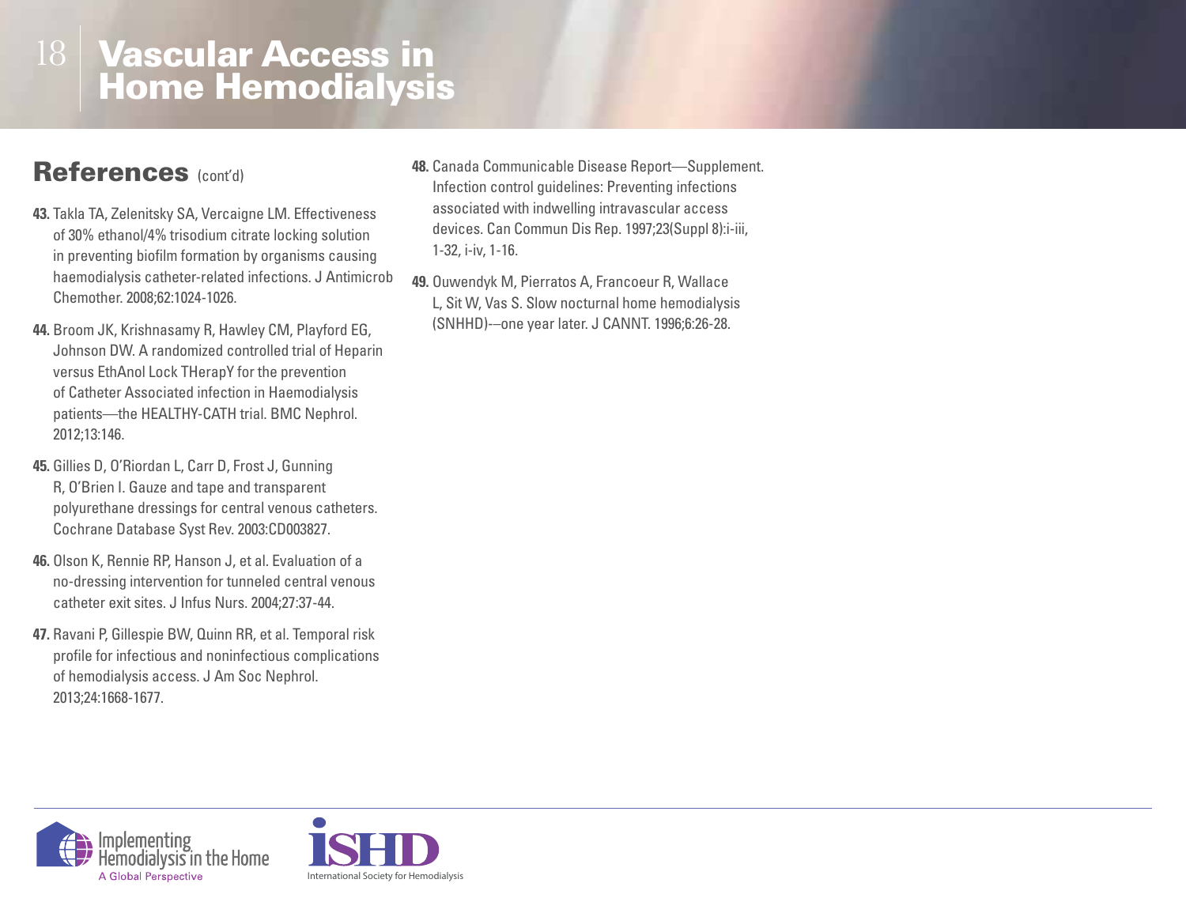## References (cont'd)

**43.** Takla TA, Zelenitsky SA, Vercaigne LM. Effectiveness of 30% ethanol/4% trisodium citrate locking solution in preventing biofilm formation by organisms causing haemodialysis catheter-related infections. J Antimicrob Chemother. 2008;62:1024-1026.

**44.** Broom JK, Krishnasamy R, Hawley CM, Playford EG, Johnson DW. A randomized controlled trial of Heparin versus EthAnol Lock THerapY for the prevention of Catheter Associated infection in Haemodialysis patients—the HEALTHY-CATH trial. BMC Nephrol. 2012;13:146.

**45.** Gillies D, O'Riordan L, Carr D, Frost J, Gunning R, O'Brien I. Gauze and tape and transparent polyurethane dressings for central venous catheters. Cochrane Database Syst Rev. 2003:CD003827.

**46.** Olson K, Rennie RP, Hanson J, et al. Evaluation of a no-dressing intervention for tunneled central venous catheter exit sites. J Infus Nurs. 2004;27:37-44.

**47.** Ravani P, Gillespie BW, Quinn RR, et al. Temporal risk profile for infectious and noninfectious complications of hemodialysis access. J Am Soc Nephrol. 2013;24:1668-1677.

**48.** Canada Communicable Disease Report—Supplement. Infection control guidelines: Preventing infections associated with indwelling intravascular access devices. Can Commun Dis Rep. 1997;23(Suppl 8):i-iii, 1-32, i-iv, 1-16.

**49.** Ouwendyk M, Pierratos A, Francoeur R, Wallace L, Sit W, Vas S. Slow nocturnal home hemodialysis (SNHHD)-–one year later. J CANNT. 1996;6:26-28.